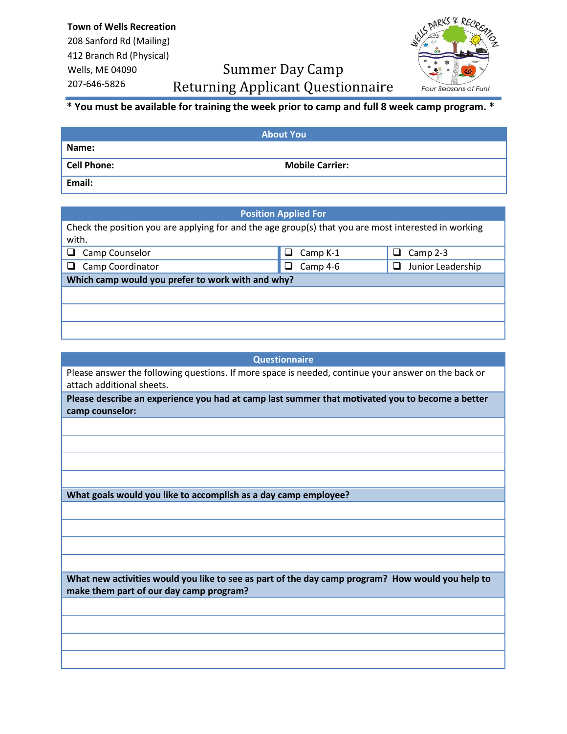**Town of Wells Recreation**
208 Sanford Rd (Mailing)
412 Branch Rd (Physical)
Wells, ME 04090
207-646-5826

# Summer Day Camp
# Returning Applicant Questionnaire

Wells Parks & Recreation — Four Seasons of Fun!

**\* You must be available for training the week prior to camp and full 8 week camp program. \***

| About You | |
|---|---|
| **Name:** | |
| **Cell Phone:** | **Mobile Carrier:** |
| **Email:** | |

| Position Applied For | | |
|---|---|---|
| Check the position you are applying for and the age group(s) that you are most interested in working with. | | |
| ❑ Camp Counselor | ❑ Camp K-1 | ❑ Camp 2-3 |
| ❑ Camp Coordinator | ❑ Camp 4-6 | ❑ Junior Leadership |
| **Which camp would you prefer to work with and why?** | | |
| | | |
| | | |
| | | |

| Questionnaire |
|---|
| Please answer the following questions. If more space is needed, continue your answer on the back or attach additional sheets. |
| **Please describe an experience you had at camp last summer that motivated you to become a better camp counselor:** |
| |
| |
| |
| |
| **What goals would you like to accomplish as a day camp employee?** |
| |
| |
| |
| |
| **What new activities would you like to see as part of the day camp program? How would you help to make them part of our day camp program?** |
| |
| |
| |
| |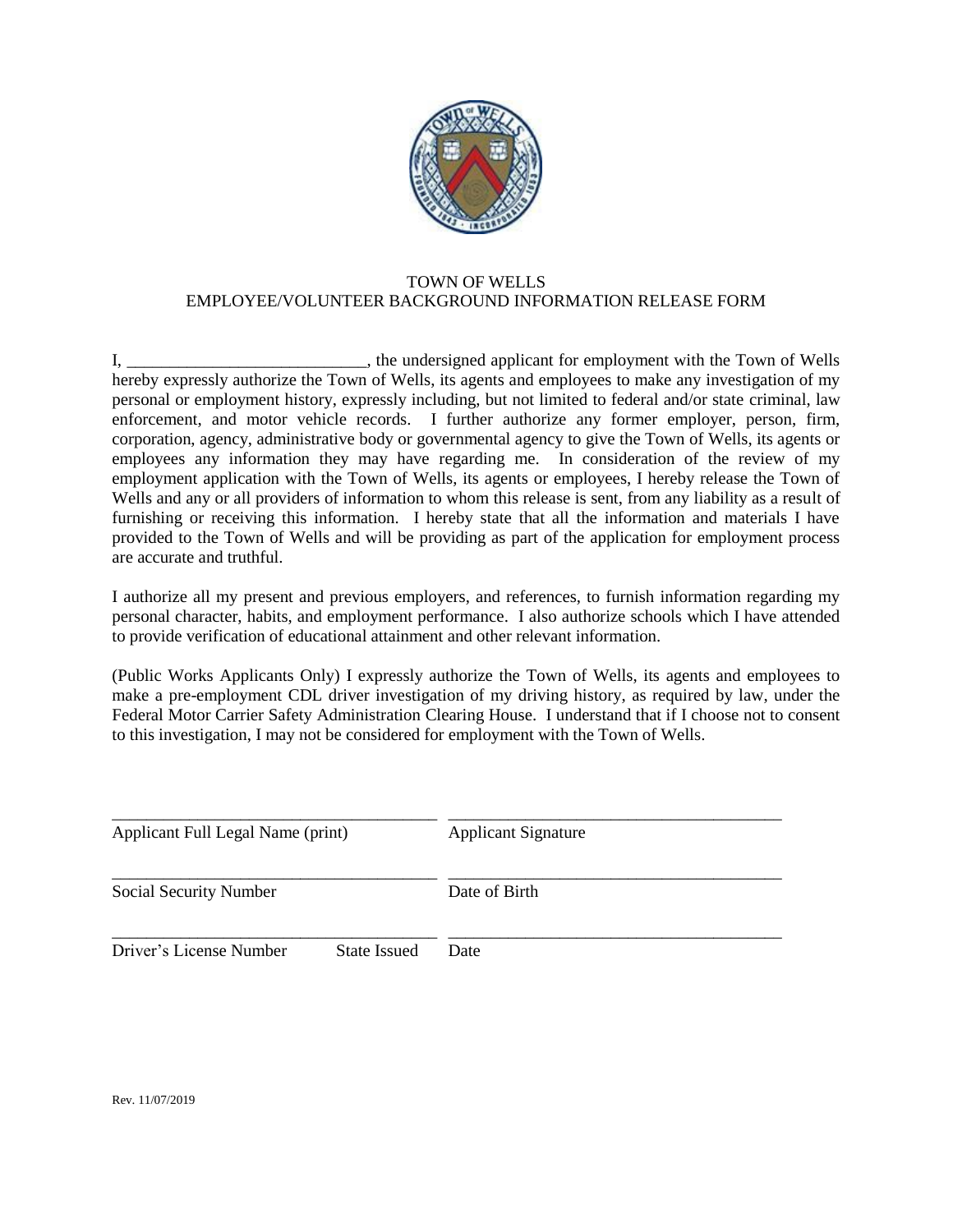TOWN OF WELLS
EMPLOYEE/VOLUNTEER BACKGROUND INFORMATION RELEASE FORM

I, ___________________________, the undersigned applicant for employment with the Town of Wells hereby expressly authorize the Town of Wells, its agents and employees to make any investigation of my personal or employment history, expressly including, but not limited to federal and/or state criminal, law enforcement, and motor vehicle records. I further authorize any former employer, person, firm, corporation, agency, administrative body or governmental agency to give the Town of Wells, its agents or employees any information they may have regarding me. In consideration of the review of my employment application with the Town of Wells, its agents or employees, I hereby release the Town of Wells and any or all providers of information to whom this release is sent, from any liability as a result of furnishing or receiving this information. I hereby state that all the information and materials I have provided to the Town of Wells and will be providing as part of the application for employment process are accurate and truthful.

I authorize all my present and previous employers, and references, to furnish information regarding my personal character, habits, and employment performance. I also authorize schools which I have attended to provide verification of educational attainment and other relevant information.

(Public Works Applicants Only) I expressly authorize the Town of Wells, its agents and employees to make a pre-employment CDL driver investigation of my driving history, as required by law, under the Federal Motor Carrier Safety Administration Clearing House. I understand that if I choose not to consent to this investigation, I may not be considered for employment with the Town of Wells.

| | |
|---|---|
| ______________________________________ | ______________________________________ |
| Applicant Full Legal Name (print) | Applicant Signature |
| ______________________________________ | ______________________________________ |
| Social Security Number | Date of Birth |
| ______________________________________ | ______________________________________ |
| Driver's License Number State Issued | Date |

Rev. 11/07/2019